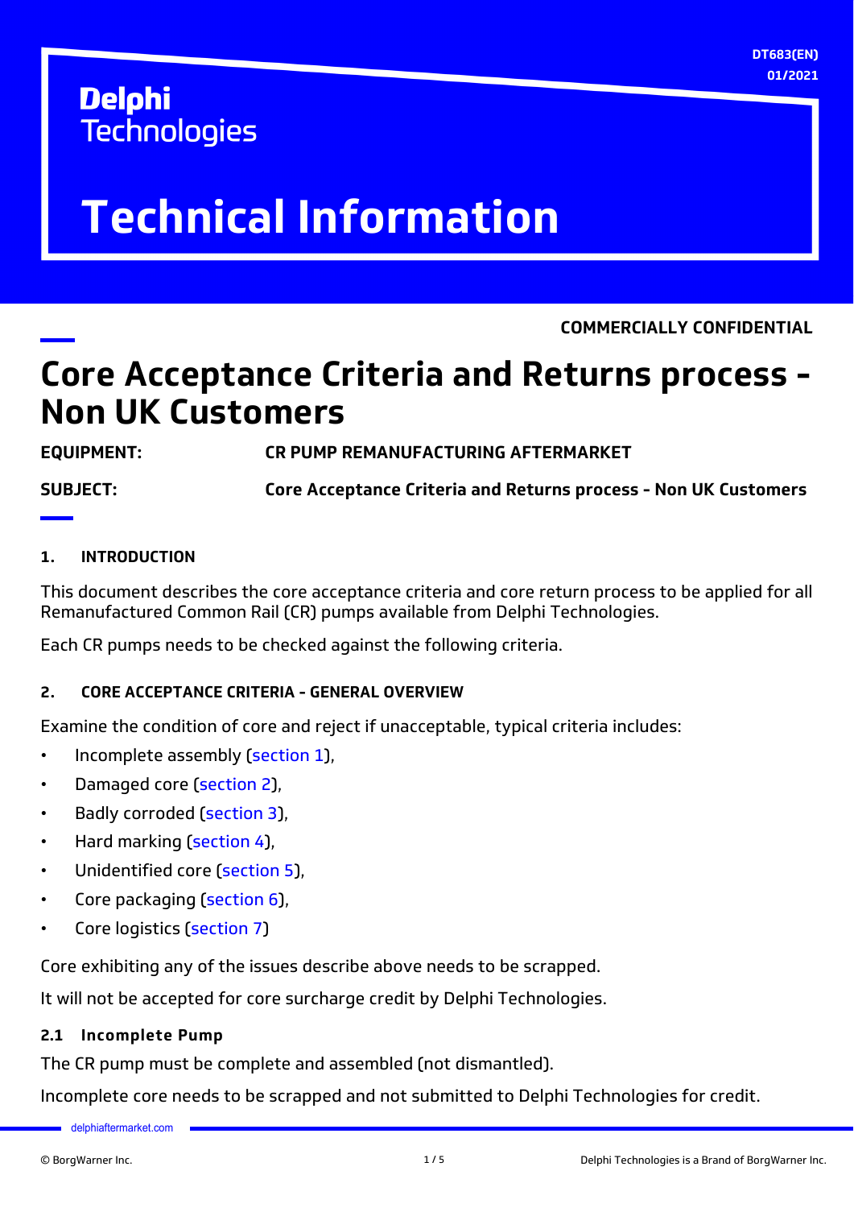Delphi Technologies

DT683(EN)
01/2021

# Technical Information

COMMERCIALLY CONFIDENTIAL

# Core Acceptance Criteria and Returns process - Non UK Customers

**EQUIPMENT:** CR PUMP REMANUFACTURING AFTERMARKET

**SUBJECT:** Core Acceptance Criteria and Returns process - Non UK Customers

## 1. INTRODUCTION

This document describes the core acceptance criteria and core return process to be applied for all Remanufactured Common Rail (CR) pumps available from Delphi Technologies.

Each CR pumps needs to be checked against the following criteria.

## 2. CORE ACCEPTANCE CRITERIA - GENERAL OVERVIEW

Examine the condition of core and reject if unacceptable, typical criteria includes:

- Incomplete assembly (section 1),
- Damaged core (section 2),
- Badly corroded (section 3),
- Hard marking (section 4),
- Unidentified core (section 5),
- Core packaging (section 6),
- Core logistics (section 7)

Core exhibiting any of the issues describe above needs to be scrapped.

It will not be accepted for core surcharge credit by Delphi Technologies.

### 2.1 Incomplete Pump

The CR pump must be complete and assembled (not dismantled).

Incomplete core needs to be scrapped and not submitted to Delphi Technologies for credit.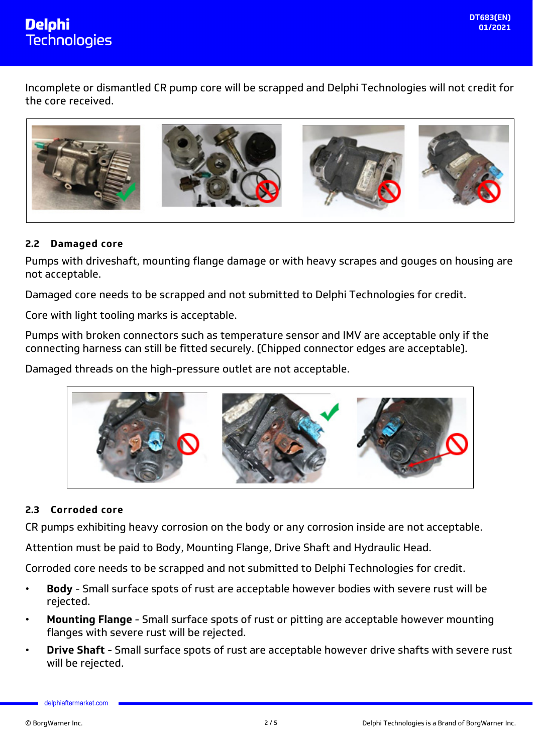Incomplete or dismantled CR pump core will be scrapped and Delphi Technologies will not credit for the core received.

### 2.2 Damaged core

Pumps with driveshaft, mounting flange damage or with heavy scrapes and gouges on housing are not acceptable.

Damaged core needs to be scrapped and not submitted to Delphi Technologies for credit.

Core with light tooling marks is acceptable.

Pumps with broken connectors such as temperature sensor and IMV are acceptable only if the connecting harness can still be fitted securely. (Chipped connector edges are acceptable).

Damaged threads on the high-pressure outlet are not acceptable.

### 2.3 Corroded core

CR pumps exhibiting heavy corrosion on the body or any corrosion inside are not acceptable.

Attention must be paid to Body, Mounting Flange, Drive Shaft and Hydraulic Head.

Corroded core needs to be scrapped and not submitted to Delphi Technologies for credit.

- **Body** - Small surface spots of rust are acceptable however bodies with severe rust will be rejected.
- **Mounting Flange** - Small surface spots of rust or pitting are acceptable however mounting flanges with severe rust will be rejected.
- **Drive Shaft** - Small surface spots of rust are acceptable however drive shafts with severe rust will be rejected.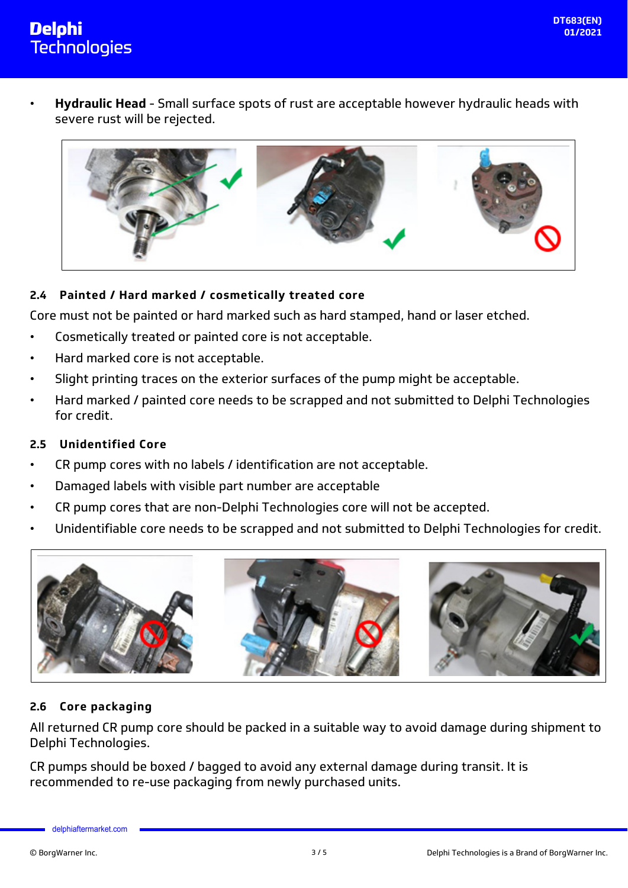- **Hydraulic Head** - Small surface spots of rust are acceptable however hydraulic heads with severe rust will be rejected.

### 2.4 Painted / Hard marked / cosmetically treated core

Core must not be painted or hard marked such as hard stamped, hand or laser etched.

- Cosmetically treated or painted core is not acceptable.
- Hard marked core is not acceptable.
- Slight printing traces on the exterior surfaces of the pump might be acceptable.
- Hard marked / painted core needs to be scrapped and not submitted to Delphi Technologies for credit.

### 2.5 Unidentified Core

- CR pump cores with no labels / identification are not acceptable.
- Damaged labels with visible part number are acceptable
- CR pump cores that are non-Delphi Technologies core will not be accepted.
- Unidentifiable core needs to be scrapped and not submitted to Delphi Technologies for credit.

### 2.6 Core packaging

All returned CR pump core should be packed in a suitable way to avoid damage during shipment to Delphi Technologies.

CR pumps should be boxed / bagged to avoid any external damage during transit. It is recommended to re-use packaging from newly purchased units.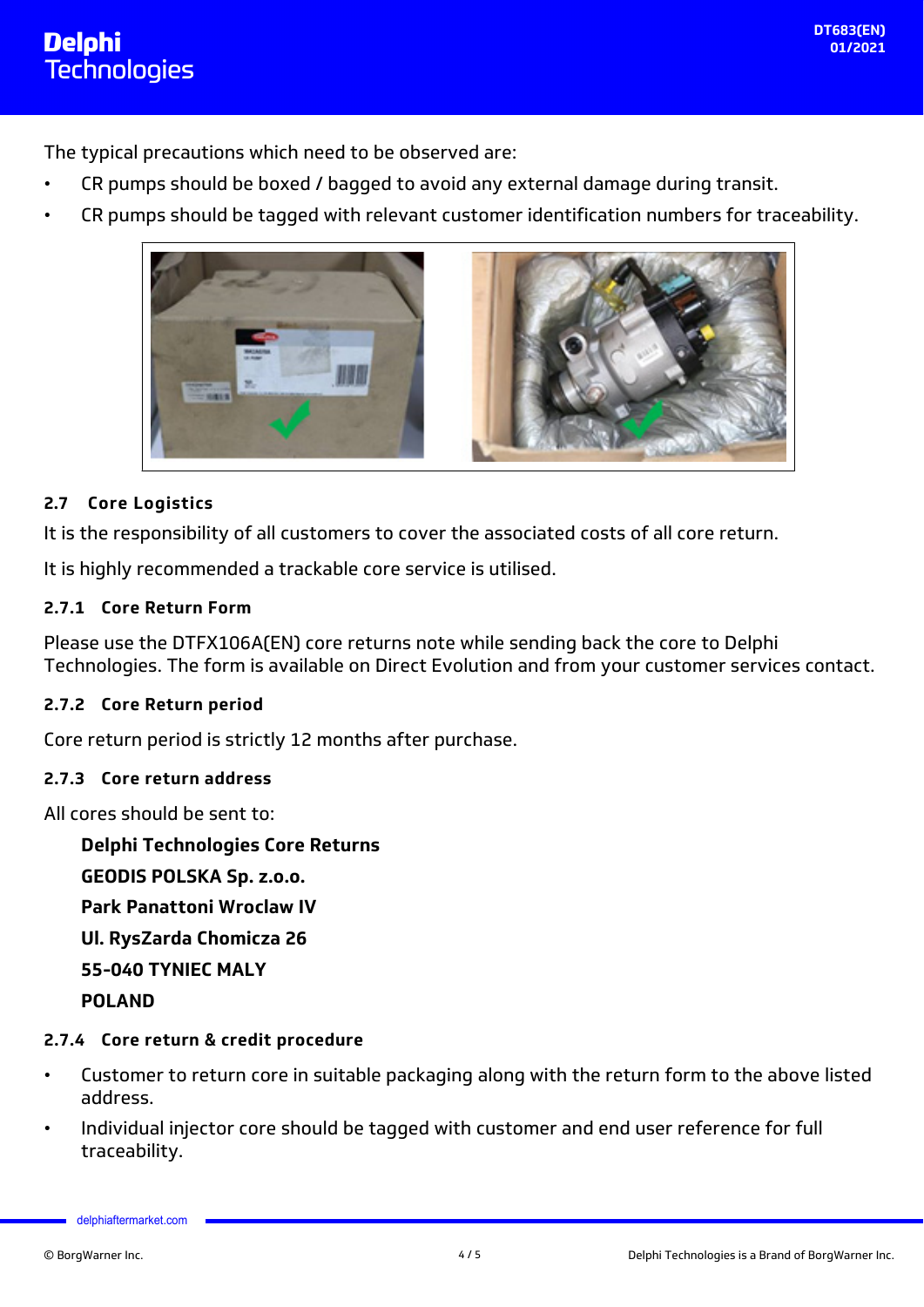The typical precautions which need to be observed are:

- CR pumps should be boxed / bagged to avoid any external damage during transit.
- CR pumps should be tagged with relevant customer identification numbers for traceability.

### 2.7 Core Logistics

It is the responsibility of all customers to cover the associated costs of all core return.

It is highly recommended a trackable core service is utilised.

#### 2.7.1 Core Return Form

Please use the DTFX106A(EN) core returns note while sending back the core to Delphi Technologies. The form is available on Direct Evolution and from your customer services contact.

#### 2.7.2 Core Return period

Core return period is strictly 12 months after purchase.

#### 2.7.3 Core return address

All cores should be sent to:

**Delphi Technologies Core Returns**

**GEODIS POLSKA Sp. z.o.o.**

**Park Panattoni Wroclaw IV**

**Ul. RysZarda Chomicza 26**

**55-040 TYNIEC MALY**

**POLAND**

#### 2.7.4 Core return & credit procedure

- Customer to return core in suitable packaging along with the return form to the above listed address.
- Individual injector core should be tagged with customer and end user reference for full traceability.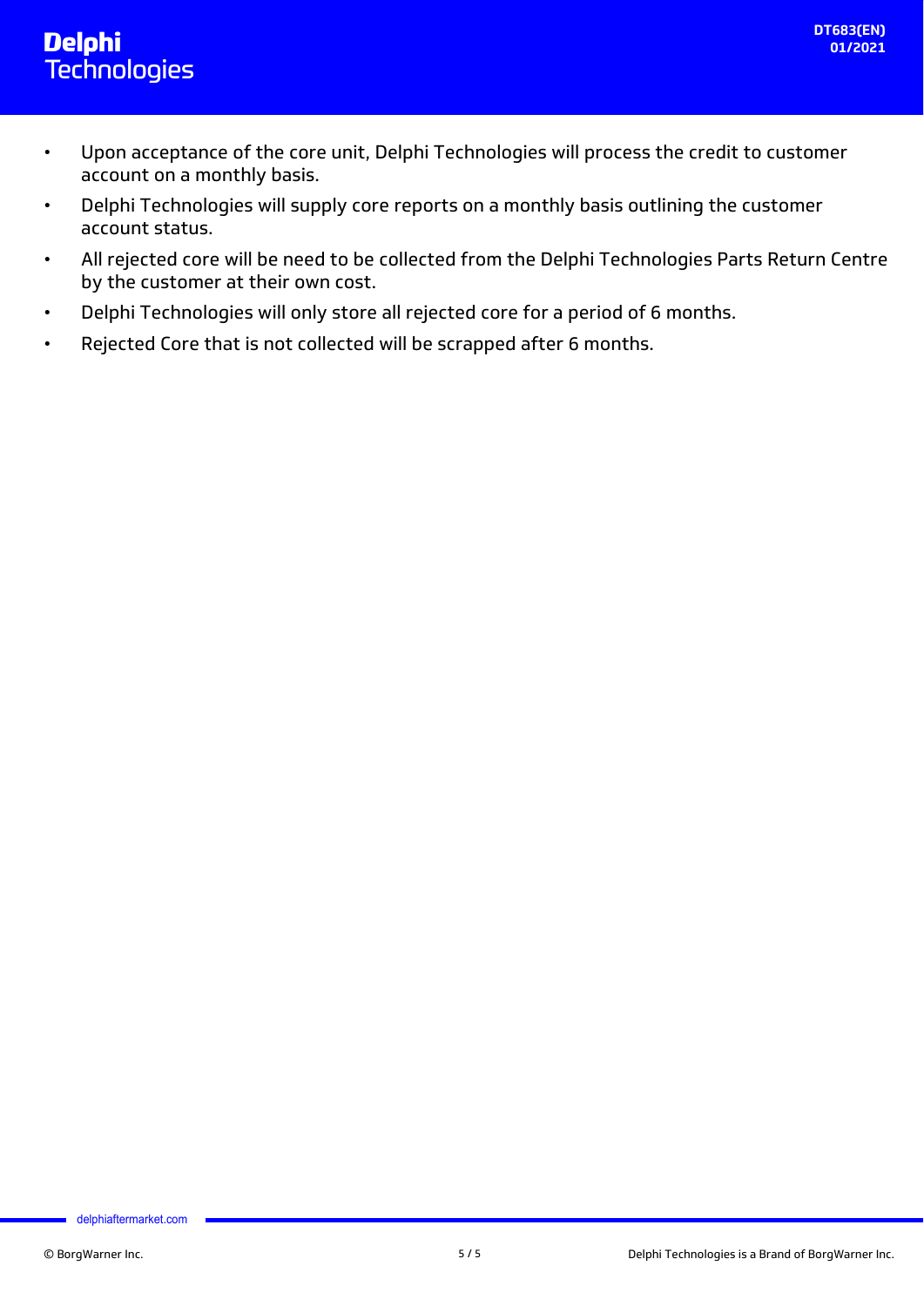- Upon acceptance of the core unit, Delphi Technologies will process the credit to customer account on a monthly basis.
- Delphi Technologies will supply core reports on a monthly basis outlining the customer account status.
- All rejected core will be need to be collected from the Delphi Technologies Parts Return Centre by the customer at their own cost.
- Delphi Technologies will only store all rejected core for a period of 6 months.
- Rejected Core that is not collected will be scrapped after 6 months.